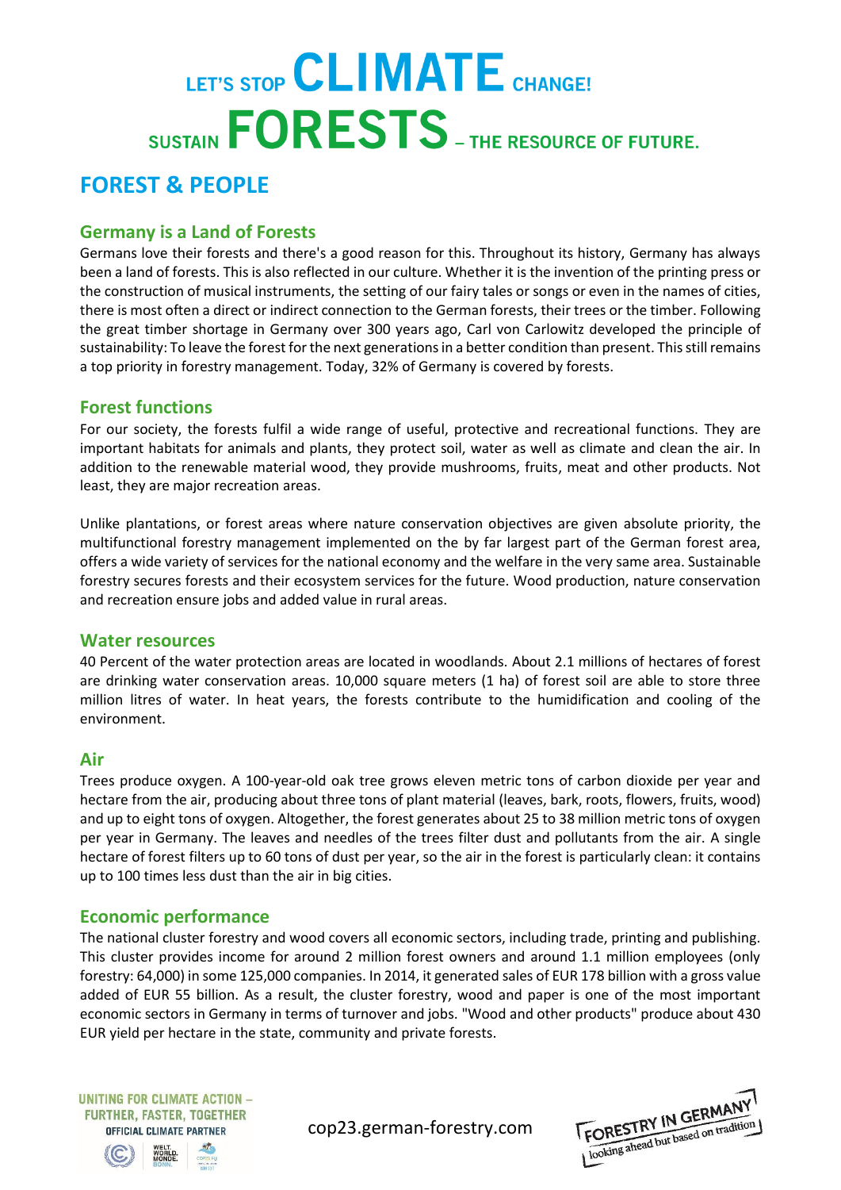# LET'S STOP CLIMATE CHANGE!

# SUSTAIN FORESTS – THE RESOURCE OF FUTURE.

## FOREST & PEOPLE

### Germany is a Land of Forests

Germans love their forests and there's a good reason for this. Throughout its history, Germany has always been a land of forests. This is also reflected in our culture. Whether it is the invention of the printing press or the construction of musical instruments, the setting of our fairy tales or songs or even in the names of cities, there is most often a direct or indirect connection to the German forests, their trees or the timber. Following the great timber shortage in Germany over 300 years ago, Carl von Carlowitz developed the principle of sustainability: To leave the forest for the next generations in a better condition than present. This still remains a top priority in forestry management. Today, 32% of Germany is covered by forests.

### Forest functions

For our society, the forests fulfil a wide range of useful, protective and recreational functions. They are important habitats for animals and plants, they protect soil, water as well as climate and clean the air. In addition to the renewable material wood, they provide mushrooms, fruits, meat and other products. Not least, they are major recreation areas.

Unlike plantations, or forest areas where nature conservation objectives are given absolute priority, the multifunctional forestry management implemented on the by far largest part of the German forest area, offers a wide variety of services for the national economy and the welfare in the very same area. Sustainable forestry secures forests and their ecosystem services for the future. Wood production, nature conservation and recreation ensure jobs and added value in rural areas.

### Water resources

40 Percent of the water protection areas are located in woodlands. About 2.1 millions of hectares of forest are drinking water conservation areas. 10,000 square meters (1 ha) of forest soil are able to store three million litres of water. In heat years, the forests contribute to the humidification and cooling of the environment.

### Air

Trees produce oxygen. A 100-year-old oak tree grows eleven metric tons of carbon dioxide per year and hectare from the air, producing about three tons of plant material (leaves, bark, roots, flowers, fruits, wood) and up to eight tons of oxygen. Altogether, the forest generates about 25 to 38 million metric tons of oxygen per year in Germany. The leaves and needles of the trees filter dust and pollutants from the air. A single hectare of forest filters up to 60 tons of dust per year, so the air in the forest is particularly clean: it contains up to 100 times less dust than the air in big cities.

### Economic performance

The national cluster forestry and wood covers all economic sectors, including trade, printing and publishing. This cluster provides income for around 2 million forest owners and around 1.1 million employees (only forestry: 64,000) in some 125,000 companies. In 2014, it generated sales of EUR 178 billion with a gross value added of EUR 55 billion. As a result, the cluster forestry, wood and paper is one of the most important economic sectors in Germany in terms of turnover and jobs. "Wood and other products" produce about 430 EUR yield per hectare in the state, community and private forests.

UNITING FOR CLIMATE ACTION – FURTHER, FASTER, TOGETHER
OFFICIAL CLIMATE PARTNER

cop23.german-forestry.com

FORESTRY IN GERMANY – looking ahead but based on tradition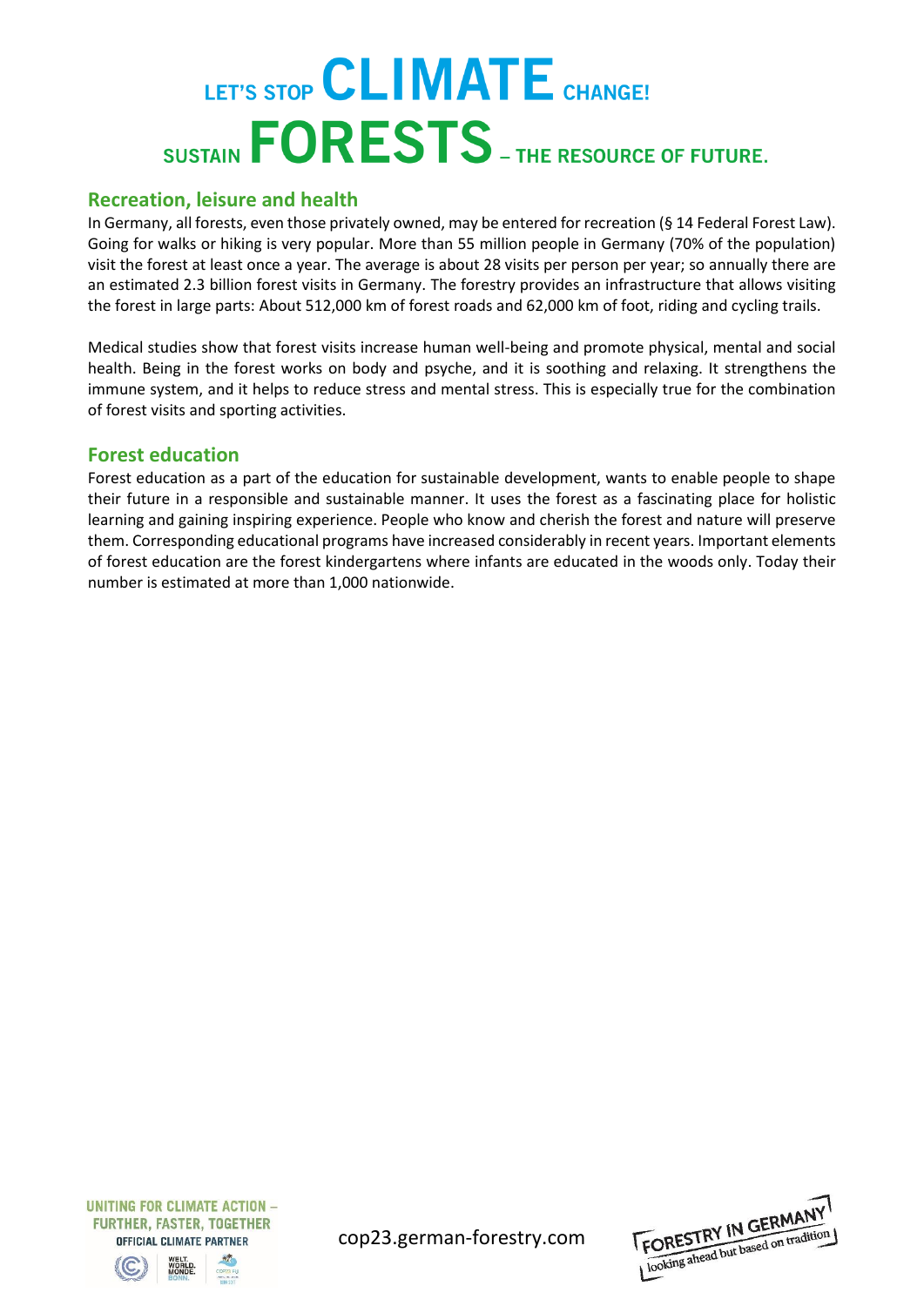# LET'S STOP CLIMATE CHANGE!

# SUSTAIN FORESTS – THE RESOURCE OF FUTURE.

## Recreation, leisure and health

In Germany, all forests, even those privately owned, may be entered for recreation (§ 14 Federal Forest Law). Going for walks or hiking is very popular. More than 55 million people in Germany (70% of the population) visit the forest at least once a year. The average is about 28 visits per person per year; so annually there are an estimated 2.3 billion forest visits in Germany. The forestry provides an infrastructure that allows visiting the forest in large parts: About 512,000 km of forest roads and 62,000 km of foot, riding and cycling trails.

Medical studies show that forest visits increase human well-being and promote physical, mental and social health. Being in the forest works on body and psyche, and it is soothing and relaxing. It strengthens the immune system, and it helps to reduce stress and mental stress. This is especially true for the combination of forest visits and sporting activities.

## Forest education

Forest education as a part of the education for sustainable development, wants to enable people to shape their future in a responsible and sustainable manner. It uses the forest as a fascinating place for holistic learning and gaining inspiring experience. People who know and cherish the forest and nature will preserve them. Corresponding educational programs have increased considerably in recent years. Important elements of forest education are the forest kindergartens where infants are educated in the woods only. Today their number is estimated at more than 1,000 nationwide.

UNITING FOR CLIMATE ACTION – FURTHER, FASTER, TOGETHER
OFFICIAL CLIMATE PARTNER

cop23.german-forestry.com

FORESTRY IN GERMANY – looking ahead but based on tradition